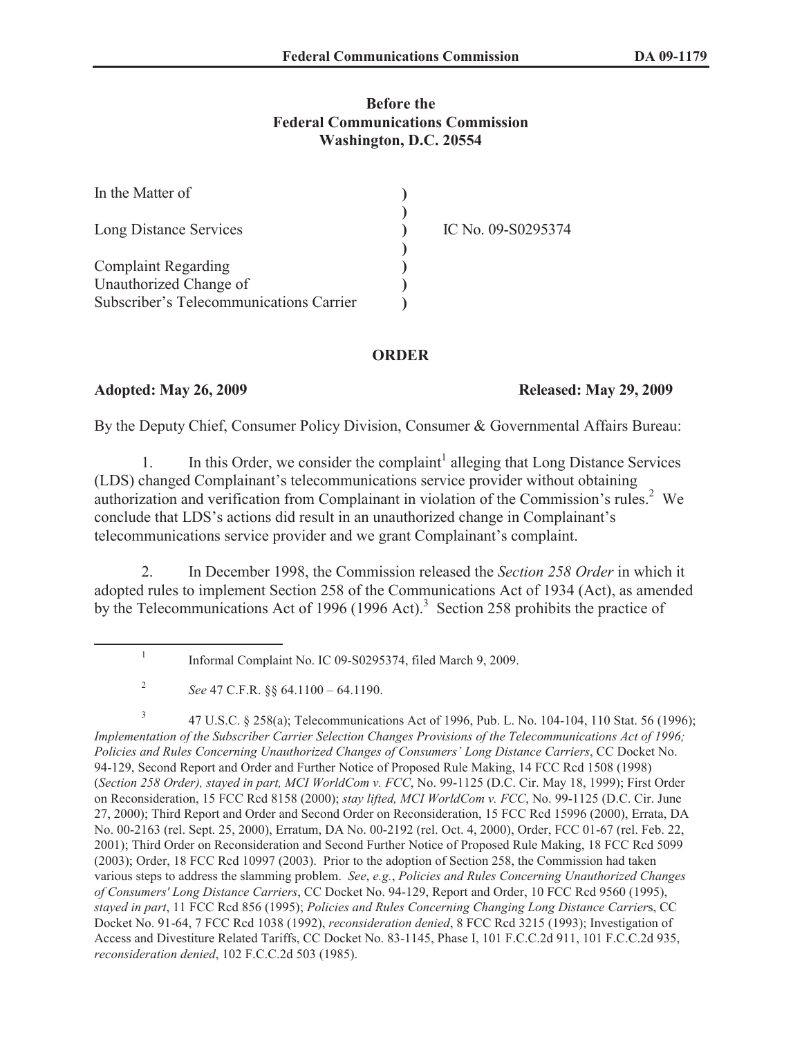**Before the**
**Federal Communications Commission**
**Washington, D.C. 20554**

| | | |
|---|---|---|
| In the Matter of | ) | |
| | ) | |
| Long Distance Services | ) | IC No. 09-S0295374 |
| | ) | |
| Complaint Regarding | ) | |
| Unauthorized Change of | ) | |
| Subscriber's Telecommunications Carrier | ) | |

## ORDER

**Adopted: May 26, 2009** **Released: May 29, 2009**

By the Deputy Chief, Consumer Policy Division, Consumer & Governmental Affairs Bureau:

1. In this Order, we consider the complaint[1] alleging that Long Distance Services (LDS) changed Complainant's telecommunications service provider without obtaining authorization and verification from Complainant in violation of the Commission's rules.[2] We conclude that LDS's actions did result in an unauthorized change in Complainant's telecommunications service provider and we grant Complainant's complaint.

2. In December 1998, the Commission released the *Section 258 Order* in which it adopted rules to implement Section 258 of the Communications Act of 1934 (Act), as amended by the Telecommunications Act of 1996 (1996 Act).[3] Section 258 prohibits the practice of

---

[1] Informal Complaint No. IC 09-S0295374, filed March 9, 2009.

[2] *See* 47 C.F.R. §§ 64.1100 – 64.1190.

[3] 47 U.S.C. § 258(a); Telecommunications Act of 1996, Pub. L. No. 104-104, 110 Stat. 56 (1996); *Implementation of the Subscriber Carrier Selection Changes Provisions of the Telecommunications Act of 1996; Policies and Rules Concerning Unauthorized Changes of Consumers' Long Distance Carriers*, CC Docket No. 94-129, Second Report and Order and Further Notice of Proposed Rule Making, 14 FCC Rcd 1508 (1998) (*Section 258 Order), stayed in part, MCI WorldCom v. FCC*, No. 99-1125 (D.C. Cir. May 18, 1999); First Order on Reconsideration, 15 FCC Rcd 8158 (2000); *stay lifted, MCI WorldCom v. FCC*, No. 99-1125 (D.C. Cir. June 27, 2000); Third Report and Order and Second Order on Reconsideration, 15 FCC Rcd 15996 (2000), Errata, DA No. 00-2163 (rel. Sept. 25, 2000), Erratum, DA No. 00-2192 (rel. Oct. 4, 2000), Order, FCC 01-67 (rel. Feb. 22, 2001); Third Order on Reconsideration and Second Further Notice of Proposed Rule Making, 18 FCC Rcd 5099 (2003); Order, 18 FCC Rcd 10997 (2003). Prior to the adoption of Section 258, the Commission had taken various steps to address the slamming problem. *See*, *e.g.*, *Policies and Rules Concerning Unauthorized Changes of Consumers' Long Distance Carriers*, CC Docket No. 94-129, Report and Order, 10 FCC Rcd 9560 (1995), *stayed in part*, 11 FCC Rcd 856 (1995); *Policies and Rules Concerning Changing Long Distance Carrier*s, CC Docket No. 91-64, 7 FCC Rcd 1038 (1992), *reconsideration denied*, 8 FCC Rcd 3215 (1993); Investigation of Access and Divestiture Related Tariffs, CC Docket No. 83-1145, Phase I, 101 F.C.C.2d 911, 101 F.C.C.2d 935, *reconsideration denied*, 102 F.C.C.2d 503 (1985).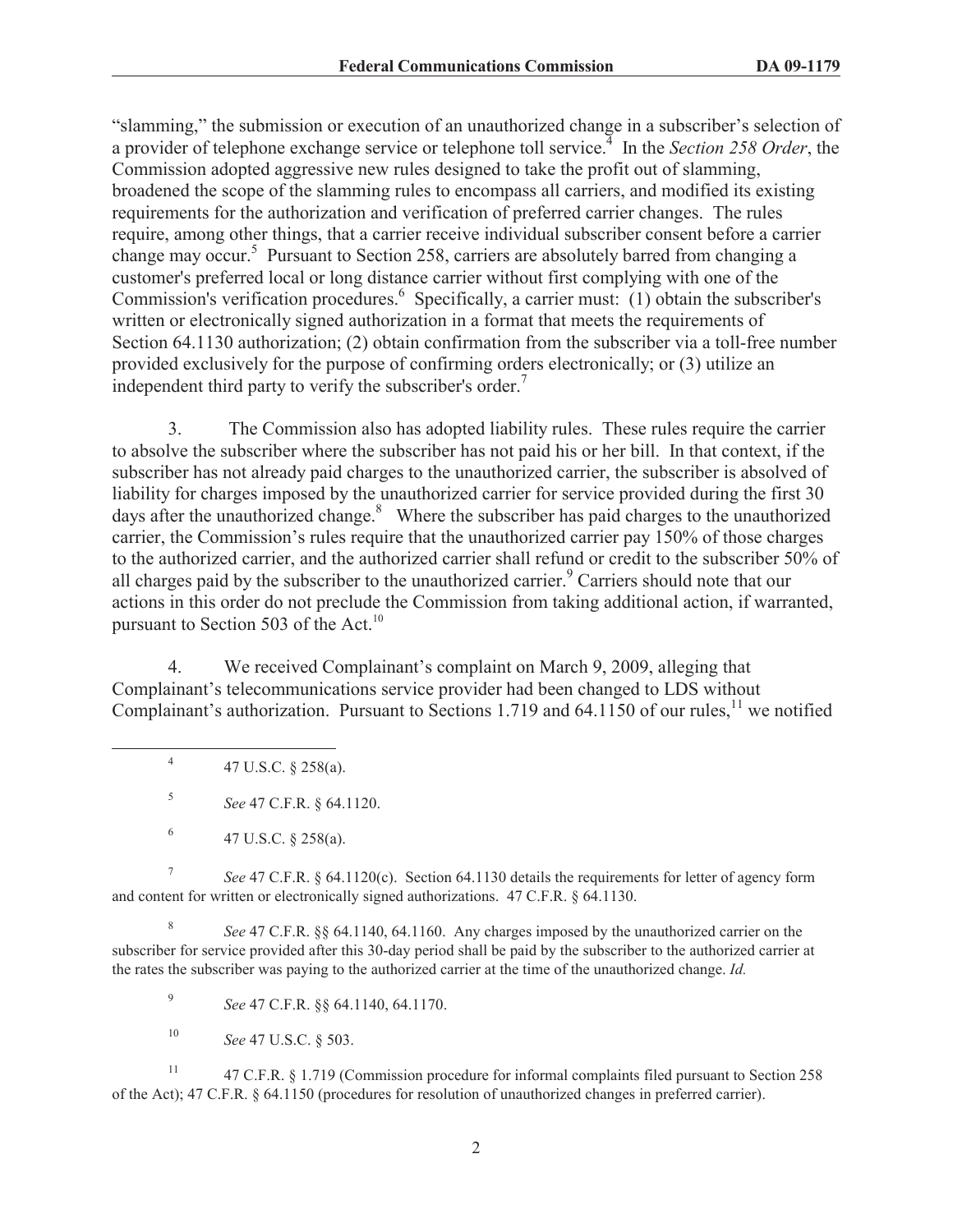"slamming," the submission or execution of an unauthorized change in a subscriber's selection of a provider of telephone exchange service or telephone toll service.[4] In the *Section 258 Order*, the Commission adopted aggressive new rules designed to take the profit out of slamming, broadened the scope of the slamming rules to encompass all carriers, and modified its existing requirements for the authorization and verification of preferred carrier changes. The rules require, among other things, that a carrier receive individual subscriber consent before a carrier change may occur.[5] Pursuant to Section 258, carriers are absolutely barred from changing a customer's preferred local or long distance carrier without first complying with one of the Commission's verification procedures.[6] Specifically, a carrier must: (1) obtain the subscriber's written or electronically signed authorization in a format that meets the requirements of Section 64.1130 authorization; (2) obtain confirmation from the subscriber via a toll-free number provided exclusively for the purpose of confirming orders electronically; or (3) utilize an independent third party to verify the subscriber's order.[7]

3. The Commission also has adopted liability rules. These rules require the carrier to absolve the subscriber where the subscriber has not paid his or her bill. In that context, if the subscriber has not already paid charges to the unauthorized carrier, the subscriber is absolved of liability for charges imposed by the unauthorized carrier for service provided during the first 30 days after the unauthorized change.[8] Where the subscriber has paid charges to the unauthorized carrier, the Commission's rules require that the unauthorized carrier pay 150% of those charges to the authorized carrier, and the authorized carrier shall refund or credit to the subscriber 50% of all charges paid by the subscriber to the unauthorized carrier.[9] Carriers should note that our actions in this order do not preclude the Commission from taking additional action, if warranted, pursuant to Section 503 of the Act.[10]

4. We received Complainant's complaint on March 9, 2009, alleging that Complainant's telecommunications service provider had been changed to LDS without Complainant's authorization. Pursuant to Sections 1.719 and 64.1150 of our rules,[11] we notified

---

[4] 47 U.S.C. § 258(a).

[5] *See* 47 C.F.R. § 64.1120.

[6] 47 U.S.C. § 258(a).

[7] *See* 47 C.F.R. § 64.1120(c). Section 64.1130 details the requirements for letter of agency form and content for written or electronically signed authorizations. 47 C.F.R. § 64.1130.

[8] *See* 47 C.F.R. §§ 64.1140, 64.1160. Any charges imposed by the unauthorized carrier on the subscriber for service provided after this 30-day period shall be paid by the subscriber to the authorized carrier at the rates the subscriber was paying to the authorized carrier at the time of the unauthorized change. *Id.*

[9] *See* 47 C.F.R. §§ 64.1140, 64.1170.

[10] *See* 47 U.S.C. § 503.

[11] 47 C.F.R. § 1.719 (Commission procedure for informal complaints filed pursuant to Section 258 of the Act); 47 C.F.R. § 64.1150 (procedures for resolution of unauthorized changes in preferred carrier).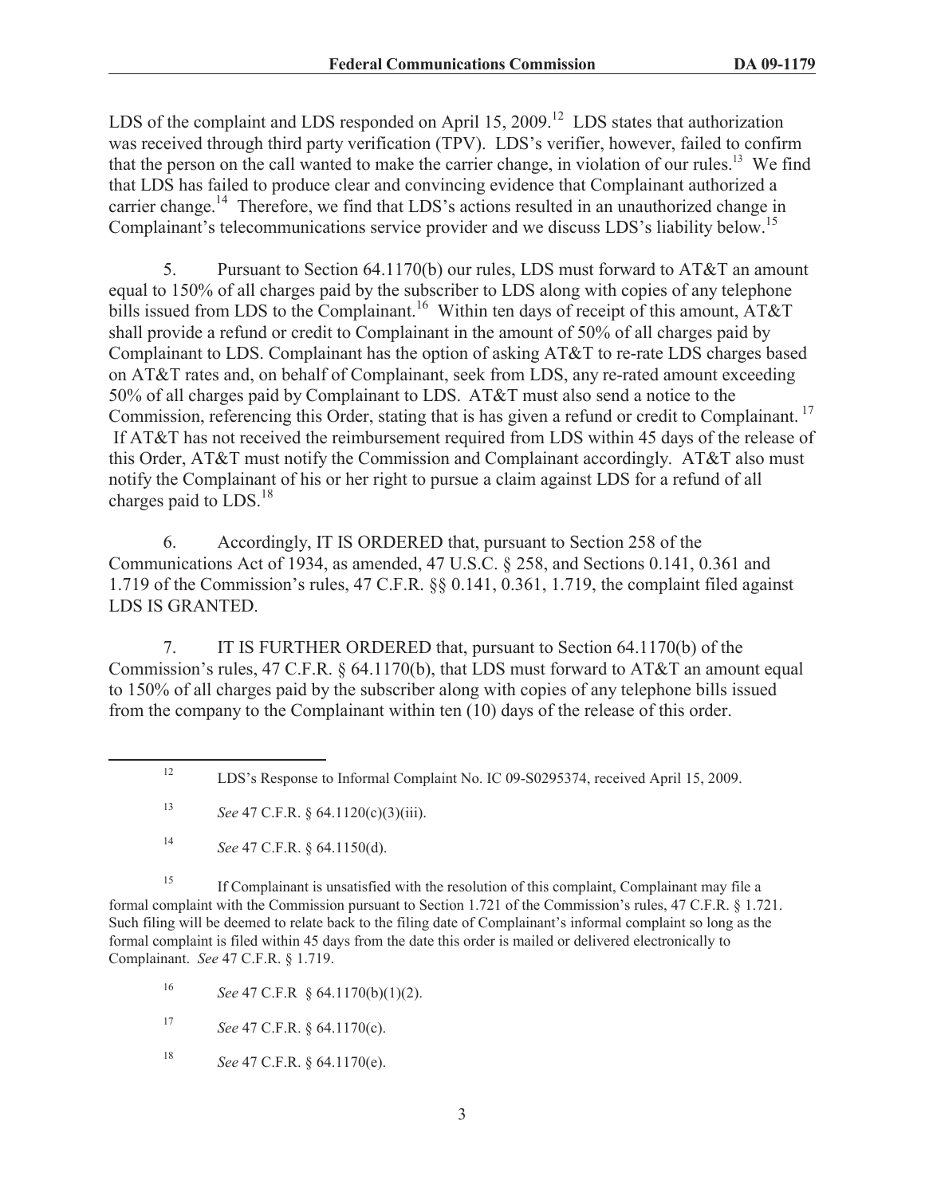LDS of the complaint and LDS responded on April 15, 2009.[12] LDS states that authorization was received through third party verification (TPV). LDS's verifier, however, failed to confirm that the person on the call wanted to make the carrier change, in violation of our rules.[13] We find that LDS has failed to produce clear and convincing evidence that Complainant authorized a carrier change.[14] Therefore, we find that LDS's actions resulted in an unauthorized change in Complainant's telecommunications service provider and we discuss LDS's liability below.[15]

5. Pursuant to Section 64.1170(b) our rules, LDS must forward to AT&T an amount equal to 150% of all charges paid by the subscriber to LDS along with copies of any telephone bills issued from LDS to the Complainant.[16] Within ten days of receipt of this amount, AT&T shall provide a refund or credit to Complainant in the amount of 50% of all charges paid by Complainant to LDS. Complainant has the option of asking AT&T to re-rate LDS charges based on AT&T rates and, on behalf of Complainant, seek from LDS, any re-rated amount exceeding 50% of all charges paid by Complainant to LDS. AT&T must also send a notice to the Commission, referencing this Order, stating that is has given a refund or credit to Complainant.[17] If AT&T has not received the reimbursement required from LDS within 45 days of the release of this Order, AT&T must notify the Commission and Complainant accordingly. AT&T also must notify the Complainant of his or her right to pursue a claim against LDS for a refund of all charges paid to LDS.[18]

6. Accordingly, IT IS ORDERED that, pursuant to Section 258 of the Communications Act of 1934, as amended, 47 U.S.C. § 258, and Sections 0.141, 0.361 and 1.719 of the Commission's rules, 47 C.F.R. §§ 0.141, 0.361, 1.719, the complaint filed against LDS IS GRANTED.

7. IT IS FURTHER ORDERED that, pursuant to Section 64.1170(b) of the Commission's rules, 47 C.F.R. § 64.1170(b), that LDS must forward to AT&T an amount equal to 150% of all charges paid by the subscriber along with copies of any telephone bills issued from the company to the Complainant within ten (10) days of the release of this order.

---

[12] LDS's Response to Informal Complaint No. IC 09-S0295374, received April 15, 2009.

[13] *See* 47 C.F.R. § 64.1120(c)(3)(iii).

[14] *See* 47 C.F.R. § 64.1150(d).

[15] If Complainant is unsatisfied with the resolution of this complaint, Complainant may file a formal complaint with the Commission pursuant to Section 1.721 of the Commission's rules, 47 C.F.R. § 1.721. Such filing will be deemed to relate back to the filing date of Complainant's informal complaint so long as the formal complaint is filed within 45 days from the date this order is mailed or delivered electronically to Complainant. *See* 47 C.F.R. § 1.719.

[16] *See* 47 C.F.R § 64.1170(b)(1)(2).

[17] *See* 47 C.F.R. § 64.1170(c).

[18] *See* 47 C.F.R. § 64.1170(e).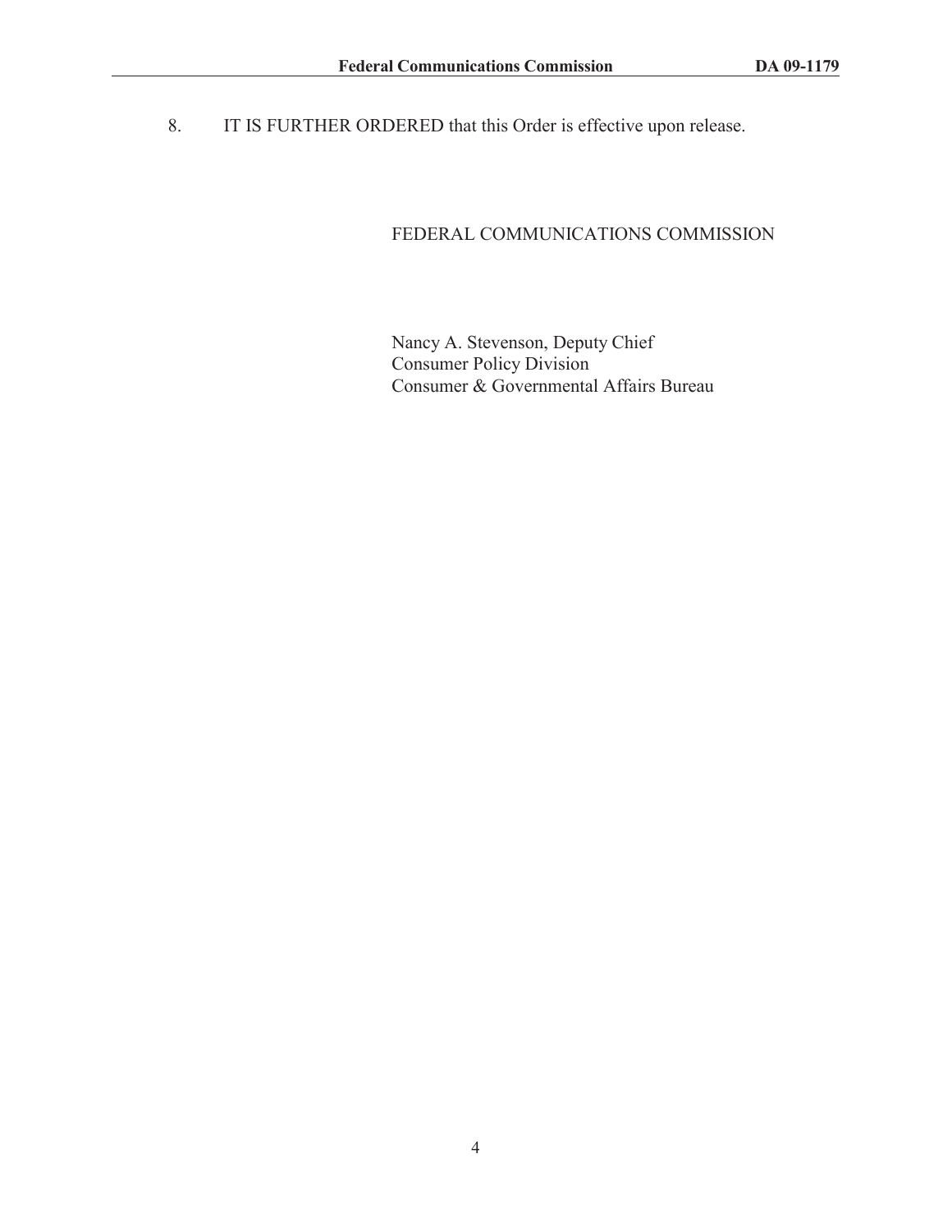8. IT IS FURTHER ORDERED that this Order is effective upon release.

FEDERAL COMMUNICATIONS COMMISSION

Nancy A. Stevenson, Deputy Chief
Consumer Policy Division
Consumer & Governmental Affairs Bureau